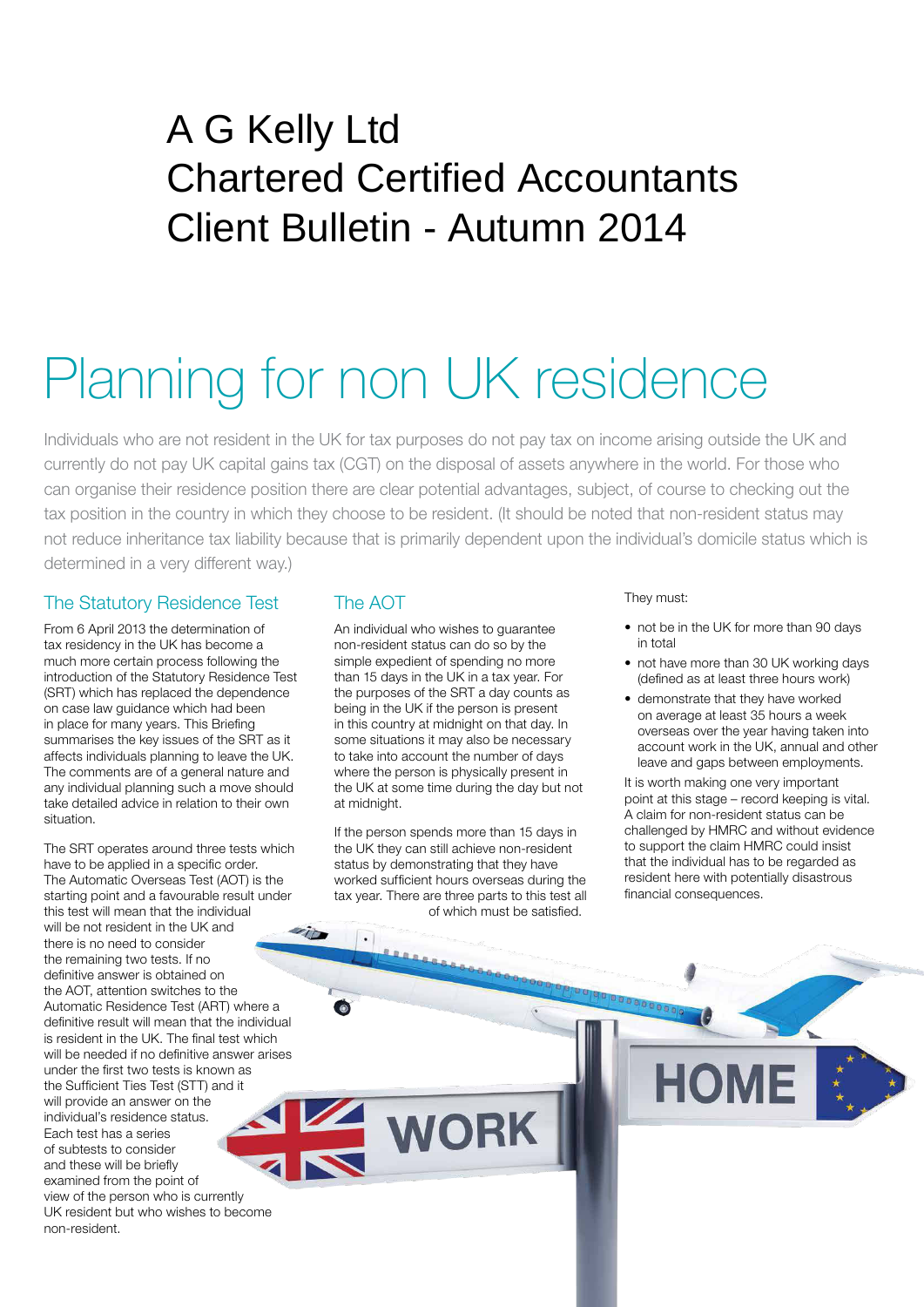# A G Kelly Ltd
# Chartered Certified Accountants
# Client Bulletin - Autumn 2014

# Planning for non UK residence

Individuals who are not resident in the UK for tax purposes do not pay tax on income arising outside the UK and currently do not pay UK capital gains tax (CGT) on the disposal of assets anywhere in the world. For those who can organise their residence position there are clear potential advantages, subject, of course to checking out the tax position in the country in which they choose to be resident. (It should be noted that non-resident status may not reduce inheritance tax liability because that is primarily dependent upon the individual's domicile status which is determined in a very different way.)

## The Statutory Residence Test

From 6 April 2013 the determination of tax residency in the UK has become a much more certain process following the introduction of the Statutory Residence Test (SRT) which has replaced the dependence on case law guidance which had been in place for many years. This Briefing summarises the key issues of the SRT as it affects individuals planning to leave the UK. The comments are of a general nature and any individual planning such a move should take detailed advice in relation to their own situation.

The SRT operates around three tests which have to be applied in a specific order. The Automatic Overseas Test (AOT) is the starting point and a favourable result under this test will mean that the individual will be not resident in the UK and there is no need to consider the remaining two tests. If no definitive answer is obtained on the AOT, attention switches to the Automatic Residence Test (ART) where a definitive result will mean that the individual is resident in the UK. The final test which will be needed if no definitive answer arises under the first two tests is known as the Sufficient Ties Test (STT) and it will provide an answer on the individual's residence status. Each test has a series of subtests to consider and these will be briefly examined from the point of view of the person who is currently UK resident but who wishes to become non-resident.

## The AOT

An individual who wishes to guarantee non-resident status can do so by the simple expedient of spending no more than 15 days in the UK in a tax year. For the purposes of the SRT a day counts as being in the UK if the person is present in this country at midnight on that day. In some situations it may also be necessary to take into account the number of days where the person is physically present in the UK at some time during the day but not at midnight.

If the person spends more than 15 days in the UK they can still achieve non-resident status by demonstrating that they have worked sufficient hours overseas during the tax year. There are three parts to this test all of which must be satisfied.

They must:

- not be in the UK for more than 90 days in total
- not have more than 30 UK working days (defined as at least three hours work)
- demonstrate that they have worked on average at least 35 hours a week overseas over the year having taken into account work in the UK, annual and other leave and gaps between employments.

It is worth making one very important point at this stage – record keeping is vital. A claim for non-resident status can be challenged by HMRC and without evidence to support the claim HMRC could insist that the individual has to be regarded as resident here with potentially disastrous financial consequences.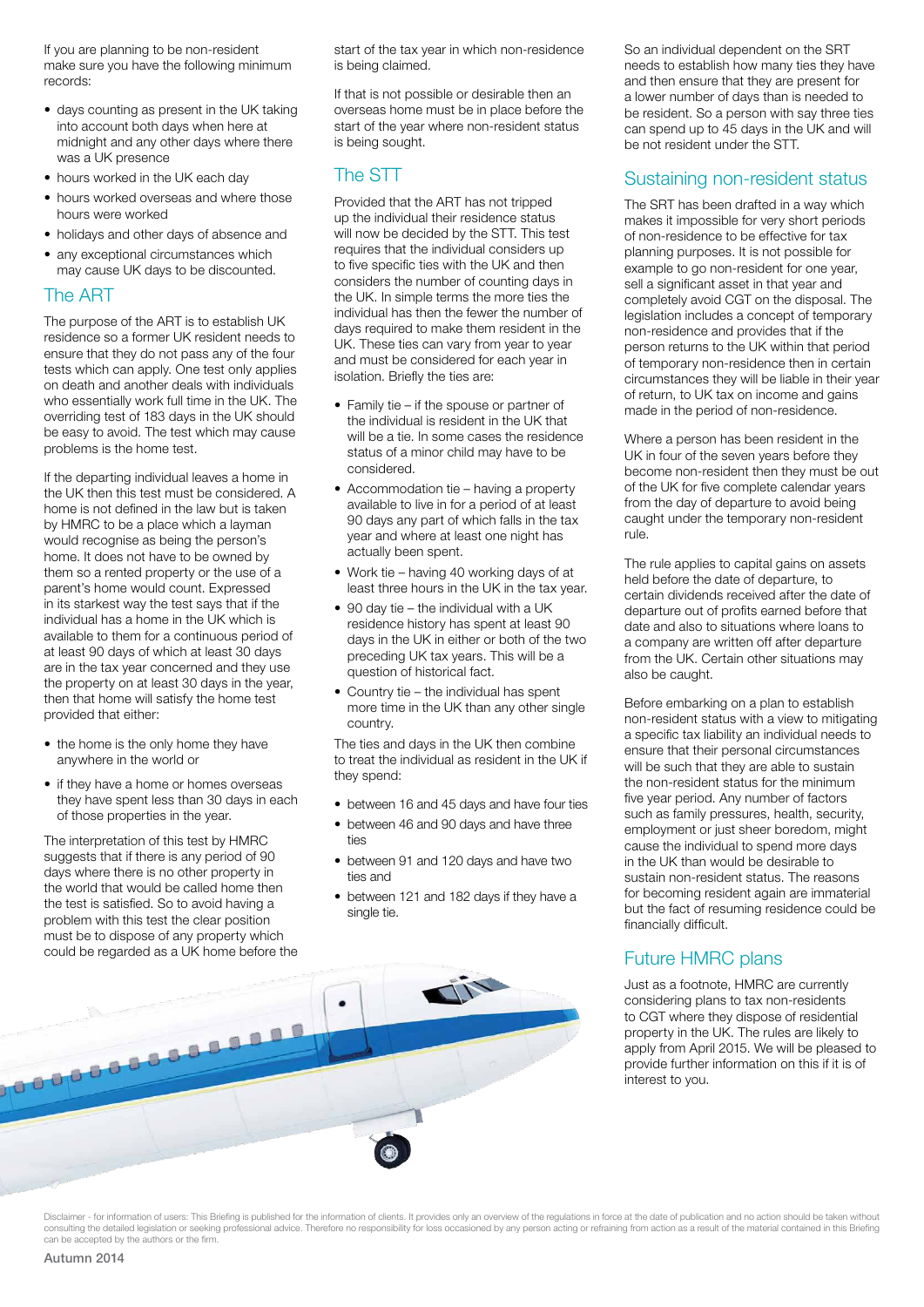If you are planning to be non-resident make sure you have the following minimum records:

- days counting as present in the UK taking into account both days when here at midnight and any other days where there was a UK presence
- hours worked in the UK each day
- hours worked overseas and where those hours were worked
- holidays and other days of absence and
- any exceptional circumstances which may cause UK days to be discounted.

## The ART

The purpose of the ART is to establish UK residence so a former UK resident needs to ensure that they do not pass any of the four tests which can apply. One test only applies on death and another deals with individuals who essentially work full time in the UK. The overriding test of 183 days in the UK should be easy to avoid. The test which may cause problems is the home test.

If the departing individual leaves a home in the UK then this test must be considered. A home is not defined in the law but is taken by HMRC to be a place which a layman would recognise as being the person's home. It does not have to be owned by them so a rented property or the use of a parent's home would count. Expressed in its starkest way the test says that if the individual has a home in the UK which is available to them for a continuous period of at least 90 days of which at least 30 days are in the tax year concerned and they use the property on at least 30 days in the year, then that home will satisfy the home test provided that either:

- the home is the only home they have anywhere in the world or
- if they have a home or homes overseas they have spent less than 30 days in each of those properties in the year.

The interpretation of this test by HMRC suggests that if there is any period of 90 days where there is no other property in the world that would be called home then the test is satisfied. So to avoid having a problem with this test the clear position must be to dispose of any property which could be regarded as a UK home before the start of the tax year in which non-residence is being claimed.

If that is not possible or desirable then an overseas home must be in place before the start of the year where non-resident status is being sought.

## The STT

Provided that the ART has not tripped up the individual their residence status will now be decided by the STT. This test requires that the individual considers up to five specific ties with the UK and then considers the number of counting days in the UK. In simple terms the more ties the individual has then the fewer the number of days required to make them resident in the UK. These ties can vary from year to year and must be considered for each year in isolation. Briefly the ties are:

- Family tie – if the spouse or partner of the individual is resident in the UK that will be a tie. In some cases the residence status of a minor child may have to be considered.
- Accommodation tie – having a property available to live in for a period of at least 90 days any part of which falls in the tax year and where at least one night has actually been spent.
- Work tie – having 40 working days of at least three hours in the UK in the tax year.
- 90 day tie – the individual with a UK residence history has spent at least 90 days in the UK in either or both of the two preceding UK tax years. This will be a question of historical fact.
- Country tie – the individual has spent more time in the UK than any other single country.

The ties and days in the UK then combine to treat the individual as resident in the UK if they spend:

- between 16 and 45 days and have four ties
- between 46 and 90 days and have three ties
- between 91 and 120 days and have two ties and
- between 121 and 182 days if they have a single tie.

So an individual dependent on the SRT needs to establish how many ties they have and then ensure that they are present for a lower number of days than is needed to be resident. So a person with say three ties can spend up to 45 days in the UK and will be not resident under the STT.

## Sustaining non-resident status

The SRT has been drafted in a way which makes it impossible for very short periods of non-residence to be effective for tax planning purposes. It is not possible for example to go non-resident for one year, sell a significant asset in that year and completely avoid CGT on the disposal. The legislation includes a concept of temporary non-residence and provides that if the person returns to the UK within that period of temporary non-residence then in certain circumstances they will be liable in their year of return, to UK tax on income and gains made in the period of non-residence.

Where a person has been resident in the UK in four of the seven years before they become non-resident then they must be out of the UK for five complete calendar years from the day of departure to avoid being caught under the temporary non-resident rule.

The rule applies to capital gains on assets held before the date of departure, to certain dividends received after the date of departure out of profits earned before that date and also to situations where loans to a company are written off after departure from the UK. Certain other situations may also be caught.

Before embarking on a plan to establish non-resident status with a view to mitigating a specific tax liability an individual needs to ensure that their personal circumstances will be such that they are able to sustain the non-resident status for the minimum five year period. Any number of factors such as family pressures, health, security, employment or just sheer boredom, might cause the individual to spend more days in the UK than would be desirable to sustain non-resident status. The reasons for becoming resident again are immaterial but the fact of resuming residence could be financially difficult.

## Future HMRC plans

Just as a footnote, HMRC are currently considering plans to tax non-residents to CGT where they dispose of residential property in the UK. The rules are likely to apply from April 2015. We will be pleased to provide further information on this if it is of interest to you.

Disclaimer - for information of users: This Briefing is published for the information of clients. It provides only an overview of the regulations in force at the date of publication and no action should be taken without consulting the detailed legislation or seeking professional advice. Therefore no responsibility for loss occasioned by any person acting or refraining from action as a result of the material contained in this Briefing can be accepted by the authors or the firm.

Autumn 2014